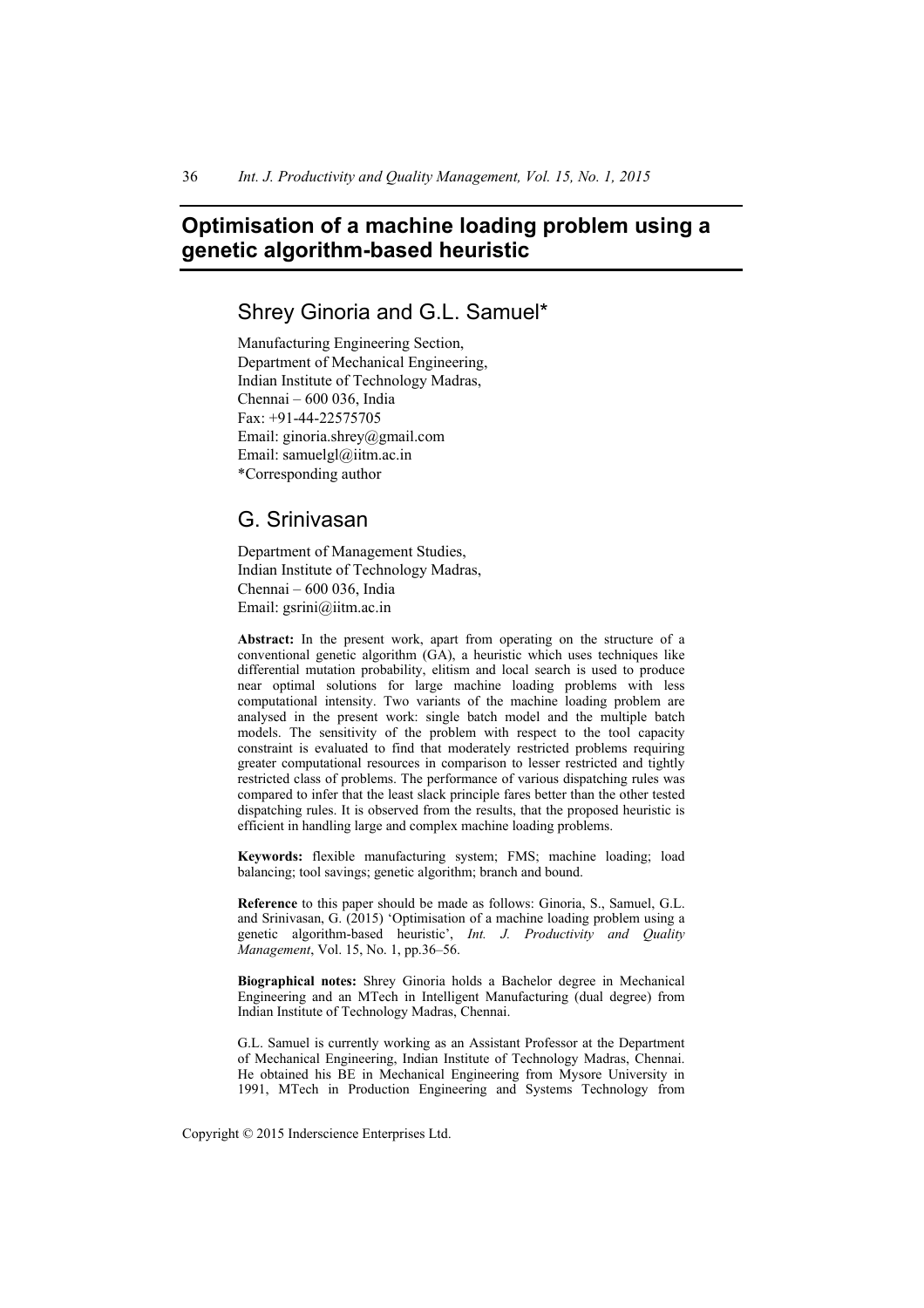# Optimisation of a machine loading problem using a genetic algorithm-based heuristic

## Shrey Ginoria and G.L. Samuel*

Manufacturing Engineering Section,
Department of Mechanical Engineering,
Indian Institute of Technology Madras,
Chennai – 600 036, India
Fax: +91-44-22575705
Email: ginoria.shrey@gmail.com
Email: samuelgl@iitm.ac.in
*Corresponding author

## G. Srinivasan

Department of Management Studies,
Indian Institute of Technology Madras,
Chennai – 600 036, India
Email: gsrini@iitm.ac.in

**Abstract:** In the present work, apart from operating on the structure of a conventional genetic algorithm (GA), a heuristic which uses techniques like differential mutation probability, elitism and local search is used to produce near optimal solutions for large machine loading problems with less computational intensity. Two variants of the machine loading problem are analysed in the present work: single batch model and the multiple batch models. The sensitivity of the problem with respect to the tool capacity constraint is evaluated to find that moderately restricted problems requiring greater computational resources in comparison to lesser restricted and tightly restricted class of problems. The performance of various dispatching rules was compared to infer that the least slack principle fares better than the other tested dispatching rules. It is observed from the results, that the proposed heuristic is efficient in handling large and complex machine loading problems.

**Keywords:** flexible manufacturing system; FMS; machine loading; load balancing; tool savings; genetic algorithm; branch and bound.

**Reference** to this paper should be made as follows: Ginoria, S., Samuel, G.L. and Srinivasan, G. (2015) 'Optimisation of a machine loading problem using a genetic algorithm-based heuristic', *Int. J. Productivity and Quality Management*, Vol. 15, No. 1, pp.36–56.

**Biographical notes:** Shrey Ginoria holds a Bachelor degree in Mechanical Engineering and an MTech in Intelligent Manufacturing (dual degree) from Indian Institute of Technology Madras, Chennai.

G.L. Samuel is currently working as an Assistant Professor at the Department of Mechanical Engineering, Indian Institute of Technology Madras, Chennai. He obtained his BE in Mechanical Engineering from Mysore University in 1991, MTech in Production Engineering and Systems Technology from

Copyright © 2015 Inderscience Enterprises Ltd.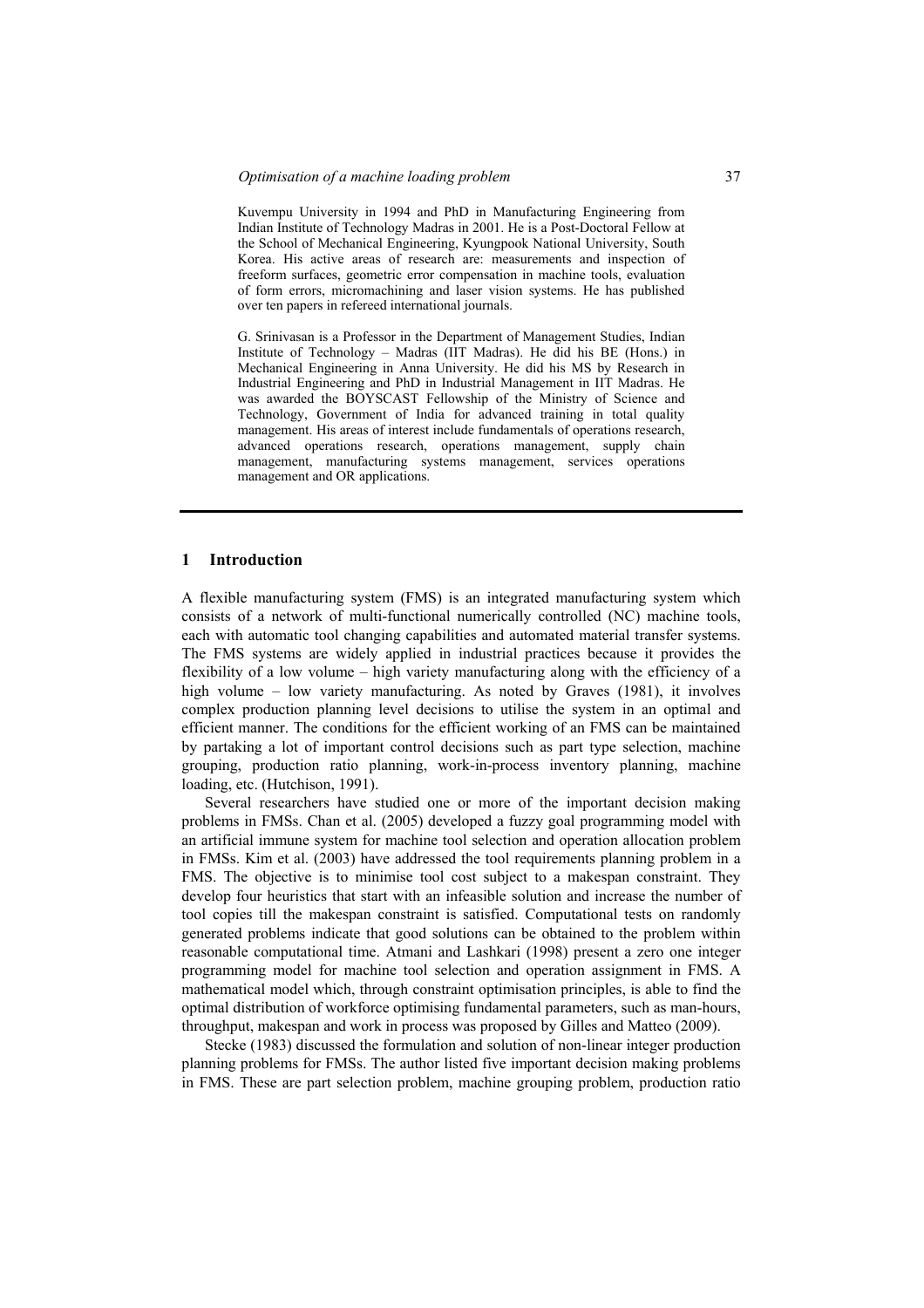Kuvempu University in 1994 and PhD in Manufacturing Engineering from Indian Institute of Technology Madras in 2001. He is a Post-Doctoral Fellow at the School of Mechanical Engineering, Kyungpook National University, South Korea. His active areas of research are: measurements and inspection of freeform surfaces, geometric error compensation in machine tools, evaluation of form errors, micromachining and laser vision systems. He has published over ten papers in refereed international journals.

G. Srinivasan is a Professor in the Department of Management Studies, Indian Institute of Technology – Madras (IIT Madras). He did his BE (Hons.) in Mechanical Engineering in Anna University. He did his MS by Research in Industrial Engineering and PhD in Industrial Management in IIT Madras. He was awarded the BOYSCAST Fellowship of the Ministry of Science and Technology, Government of India for advanced training in total quality management. His areas of interest include fundamentals of operations research, advanced operations research, operations management, supply chain management, manufacturing systems management, services operations management and OR applications.

## 1 Introduction

A flexible manufacturing system (FMS) is an integrated manufacturing system which consists of a network of multi-functional numerically controlled (NC) machine tools, each with automatic tool changing capabilities and automated material transfer systems. The FMS systems are widely applied in industrial practices because it provides the flexibility of a low volume – high variety manufacturing along with the efficiency of a high volume – low variety manufacturing. As noted by Graves (1981), it involves complex production planning level decisions to utilise the system in an optimal and efficient manner. The conditions for the efficient working of an FMS can be maintained by partaking a lot of important control decisions such as part type selection, machine grouping, production ratio planning, work-in-process inventory planning, machine loading, etc. (Hutchison, 1991).

Several researchers have studied one or more of the important decision making problems in FMSs. Chan et al. (2005) developed a fuzzy goal programming model with an artificial immune system for machine tool selection and operation allocation problem in FMSs. Kim et al. (2003) have addressed the tool requirements planning problem in a FMS. The objective is to minimise tool cost subject to a makespan constraint. They develop four heuristics that start with an infeasible solution and increase the number of tool copies till the makespan constraint is satisfied. Computational tests on randomly generated problems indicate that good solutions can be obtained to the problem within reasonable computational time. Atmani and Lashkari (1998) present a zero one integer programming model for machine tool selection and operation assignment in FMS. A mathematical model which, through constraint optimisation principles, is able to find the optimal distribution of workforce optimising fundamental parameters, such as man-hours, throughput, makespan and work in process was proposed by Gilles and Matteo (2009).

Stecke (1983) discussed the formulation and solution of non-linear integer production planning problems for FMSs. The author listed five important decision making problems in FMS. These are part selection problem, machine grouping problem, production ratio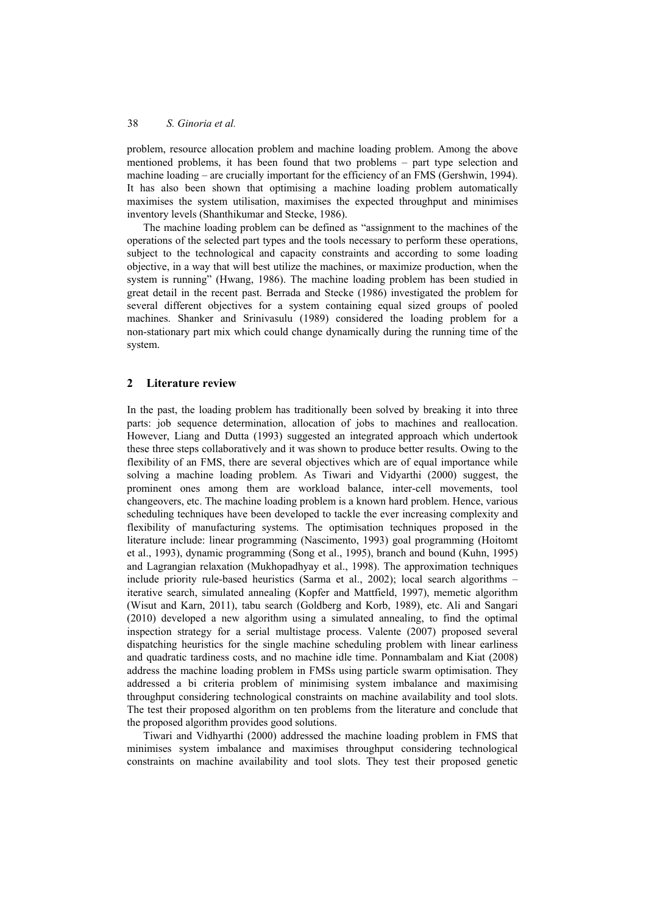problem, resource allocation problem and machine loading problem. Among the above mentioned problems, it has been found that two problems – part type selection and machine loading – are crucially important for the efficiency of an FMS (Gershwin, 1994). It has also been shown that optimising a machine loading problem automatically maximises the system utilisation, maximises the expected throughput and minimises inventory levels (Shanthikumar and Stecke, 1986).

The machine loading problem can be defined as "assignment to the machines of the operations of the selected part types and the tools necessary to perform these operations, subject to the technological and capacity constraints and according to some loading objective, in a way that will best utilize the machines, or maximize production, when the system is running" (Hwang, 1986). The machine loading problem has been studied in great detail in the recent past. Berrada and Stecke (1986) investigated the problem for several different objectives for a system containing equal sized groups of pooled machines. Shanker and Srinivasulu (1989) considered the loading problem for a non-stationary part mix which could change dynamically during the running time of the system.

## 2 Literature review

In the past, the loading problem has traditionally been solved by breaking it into three parts: job sequence determination, allocation of jobs to machines and reallocation. However, Liang and Dutta (1993) suggested an integrated approach which undertook these three steps collaboratively and it was shown to produce better results. Owing to the flexibility of an FMS, there are several objectives which are of equal importance while solving a machine loading problem. As Tiwari and Vidyarthi (2000) suggest, the prominent ones among them are workload balance, inter-cell movements, tool changeovers, etc. The machine loading problem is a known hard problem. Hence, various scheduling techniques have been developed to tackle the ever increasing complexity and flexibility of manufacturing systems. The optimisation techniques proposed in the literature include: linear programming (Nascimento, 1993) goal programming (Hoitomt et al., 1993), dynamic programming (Song et al., 1995), branch and bound (Kuhn, 1995) and Lagrangian relaxation (Mukhopadhyay et al., 1998). The approximation techniques include priority rule-based heuristics (Sarma et al., 2002); local search algorithms – iterative search, simulated annealing (Kopfer and Mattfield, 1997), memetic algorithm (Wisut and Karn, 2011), tabu search (Goldberg and Korb, 1989), etc. Ali and Sangari (2010) developed a new algorithm using a simulated annealing, to find the optimal inspection strategy for a serial multistage process. Valente (2007) proposed several dispatching heuristics for the single machine scheduling problem with linear earliness and quadratic tardiness costs, and no machine idle time. Ponnambalam and Kiat (2008) address the machine loading problem in FMSs using particle swarm optimisation. They addressed a bi criteria problem of minimising system imbalance and maximising throughput considering technological constraints on machine availability and tool slots. The test their proposed algorithm on ten problems from the literature and conclude that the proposed algorithm provides good solutions.

Tiwari and Vidhyarthi (2000) addressed the machine loading problem in FMS that minimises system imbalance and maximises throughput considering technological constraints on machine availability and tool slots. They test their proposed genetic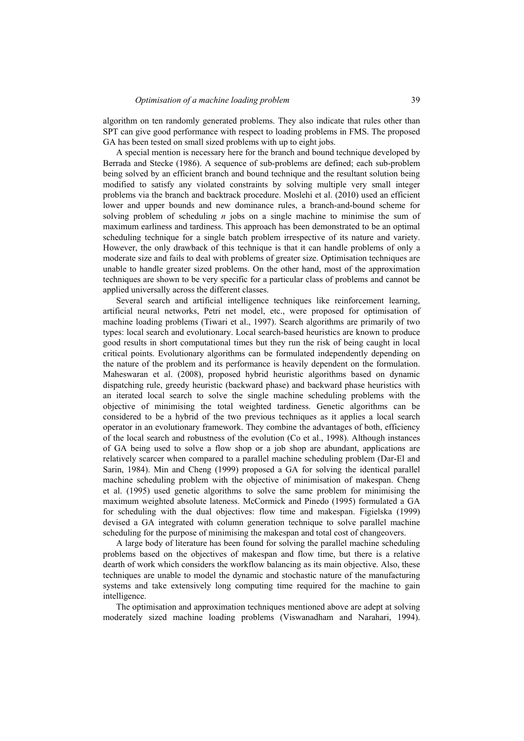algorithm on ten randomly generated problems. They also indicate that rules other than SPT can give good performance with respect to loading problems in FMS. The proposed GA has been tested on small sized problems with up to eight jobs.

A special mention is necessary here for the branch and bound technique developed by Berrada and Stecke (1986). A sequence of sub-problems are defined; each sub-problem being solved by an efficient branch and bound technique and the resultant solution being modified to satisfy any violated constraints by solving multiple very small integer problems via the branch and backtrack procedure. Moslehi et al. (2010) used an efficient lower and upper bounds and new dominance rules, a branch-and-bound scheme for solving problem of scheduling *n* jobs on a single machine to minimise the sum of maximum earliness and tardiness. This approach has been demonstrated to be an optimal scheduling technique for a single batch problem irrespective of its nature and variety. However, the only drawback of this technique is that it can handle problems of only a moderate size and fails to deal with problems of greater size. Optimisation techniques are unable to handle greater sized problems. On the other hand, most of the approximation techniques are shown to be very specific for a particular class of problems and cannot be applied universally across the different classes.

Several search and artificial intelligence techniques like reinforcement learning, artificial neural networks, Petri net model, etc., were proposed for optimisation of machine loading problems (Tiwari et al., 1997). Search algorithms are primarily of two types: local search and evolutionary. Local search-based heuristics are known to produce good results in short computational times but they run the risk of being caught in local critical points. Evolutionary algorithms can be formulated independently depending on the nature of the problem and its performance is heavily dependent on the formulation. Maheswaran et al. (2008), proposed hybrid heuristic algorithms based on dynamic dispatching rule, greedy heuristic (backward phase) and backward phase heuristics with an iterated local search to solve the single machine scheduling problems with the objective of minimising the total weighted tardiness. Genetic algorithms can be considered to be a hybrid of the two previous techniques as it applies a local search operator in an evolutionary framework. They combine the advantages of both, efficiency of the local search and robustness of the evolution (Co et al., 1998). Although instances of GA being used to solve a flow shop or a job shop are abundant, applications are relatively scarcer when compared to a parallel machine scheduling problem (Dar-El and Sarin, 1984). Min and Cheng (1999) proposed a GA for solving the identical parallel machine scheduling problem with the objective of minimisation of makespan. Cheng et al. (1995) used genetic algorithms to solve the same problem for minimising the maximum weighted absolute lateness. McCormick and Pinedo (1995) formulated a GA for scheduling with the dual objectives: flow time and makespan. Figielska (1999) devised a GA integrated with column generation technique to solve parallel machine scheduling for the purpose of minimising the makespan and total cost of changeovers.

A large body of literature has been found for solving the parallel machine scheduling problems based on the objectives of makespan and flow time, but there is a relative dearth of work which considers the workflow balancing as its main objective. Also, these techniques are unable to model the dynamic and stochastic nature of the manufacturing systems and take extensively long computing time required for the machine to gain intelligence.

The optimisation and approximation techniques mentioned above are adept at solving moderately sized machine loading problems (Viswanadham and Narahari, 1994).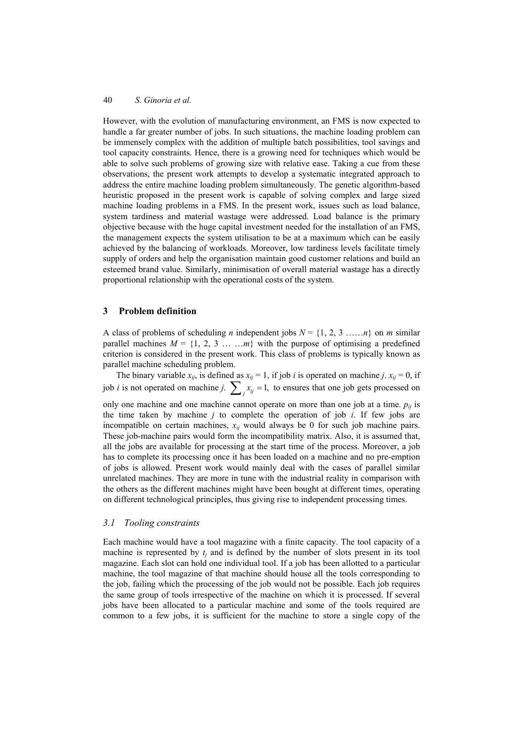However, with the evolution of manufacturing environment, an FMS is now expected to handle a far greater number of jobs. In such situations, the machine loading problem can be immensely complex with the addition of multiple batch possibilities, tool savings and tool capacity constraints. Hence, there is a growing need for techniques which would be able to solve such problems of growing size with relative ease. Taking a cue from these observations, the present work attempts to develop a systematic integrated approach to address the entire machine loading problem simultaneously. The genetic algorithm-based heuristic proposed in the present work is capable of solving complex and large sized machine loading problems in a FMS. In the present work, issues such as load balance, system tardiness and material wastage were addressed. Load balance is the primary objective because with the huge capital investment needed for the installation of an FMS, the management expects the system utilisation to be at a maximum which can be easily achieved by the balancing of workloads. Moreover, low tardiness levels facilitate timely supply of orders and help the organisation maintain good customer relations and build an esteemed brand value. Similarly, minimisation of overall material wastage has a directly proportional relationship with the operational costs of the system.

## 3 Problem definition

A class of problems of scheduling *n* independent jobs $N = \{1, 2, 3 \ldots\ldots n\}$ on *m* similar parallel machines $M = \{1, 2, 3 \ldots \ldots m\}$ with the purpose of optimising a predefined criterion is considered in the present work. This class of problems is typically known as parallel machine scheduling problem.

The binary variable $x_{ij}$, is defined as $x_{ij} = 1$, if job *i* is operated on machine *j*. $x_{ij} = 0$, if job *i* is not operated on machine *j*. $\sum_j x_{ij} = 1$, to ensures that one job gets processed on only one machine and one machine cannot operate on more than one job at a time. $p_{ij}$ is the time taken by machine *j* to complete the operation of job *i*. If few jobs are incompatible on certain machines, $x_{ij}$ would always be 0 for such job machine pairs. These job-machine pairs would form the incompatibility matrix. Also, it is assumed that, all the jobs are available for processing at the start time of the process. Moreover, a job has to complete its processing once it has been loaded on a machine and no pre-emption of jobs is allowed. Present work would mainly deal with the cases of parallel similar unrelated machines. They are more in tune with the industrial reality in comparison with the others as the different machines might have been bought at different times, operating on different technological principles, thus giving rise to independent processing times.

### 3.1 Tooling constraints

Each machine would have a tool magazine with a finite capacity. The tool capacity of a machine is represented by $t_j$ and is defined by the number of slots present in its tool magazine. Each slot can hold one individual tool. If a job has been allotted to a particular machine, the tool magazine of that machine should house all the tools corresponding to the job, failing which the processing of the job would not be possible. Each job requires the same group of tools irrespective of the machine on which it is processed. If several jobs have been allocated to a particular machine and some of the tools required are common to a few jobs, it is sufficient for the machine to store a single copy of the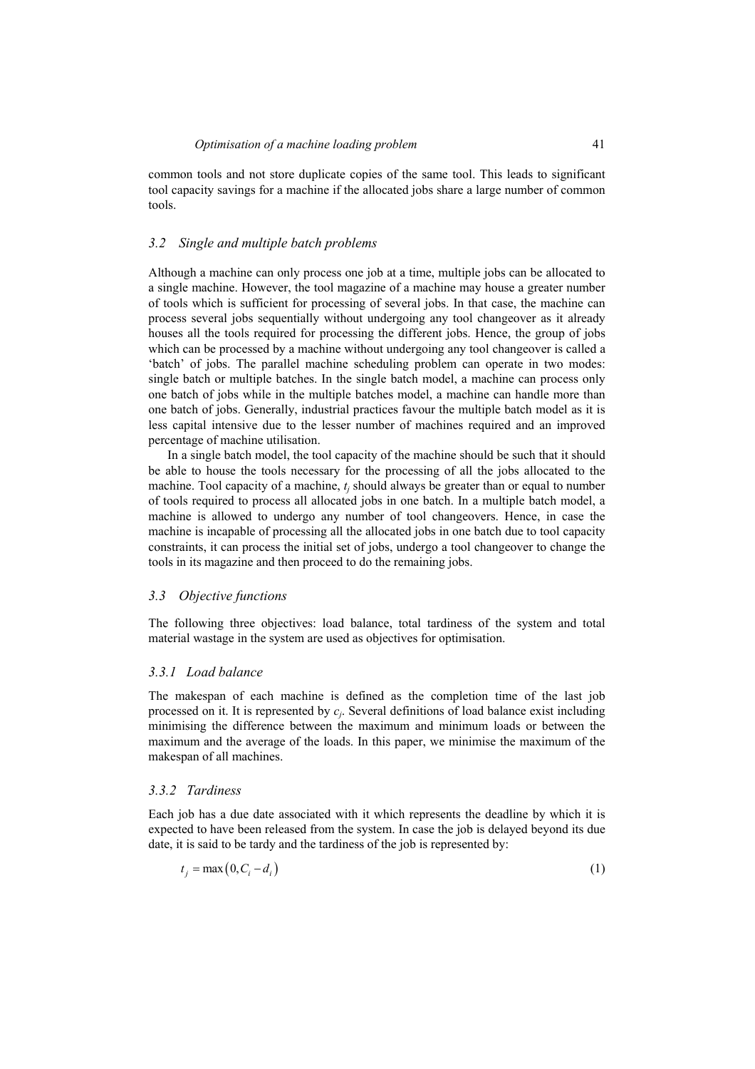common tools and not store duplicate copies of the same tool. This leads to significant tool capacity savings for a machine if the allocated jobs share a large number of common tools.

### *3.2 Single and multiple batch problems*

Although a machine can only process one job at a time, multiple jobs can be allocated to a single machine. However, the tool magazine of a machine may house a greater number of tools which is sufficient for processing of several jobs. In that case, the machine can process several jobs sequentially without undergoing any tool changeover as it already houses all the tools required for processing the different jobs. Hence, the group of jobs which can be processed by a machine without undergoing any tool changeover is called a 'batch' of jobs. The parallel machine scheduling problem can operate in two modes: single batch or multiple batches. In the single batch model, a machine can process only one batch of jobs while in the multiple batches model, a machine can handle more than one batch of jobs. Generally, industrial practices favour the multiple batch model as it is less capital intensive due to the lesser number of machines required and an improved percentage of machine utilisation.

In a single batch model, the tool capacity of the machine should be such that it should be able to house the tools necessary for the processing of all the jobs allocated to the machine. Tool capacity of a machine, $t_j$ should always be greater than or equal to number of tools required to process all allocated jobs in one batch. In a multiple batch model, a machine is allowed to undergo any number of tool changeovers. Hence, in case the machine is incapable of processing all the allocated jobs in one batch due to tool capacity constraints, it can process the initial set of jobs, undergo a tool changeover to change the tools in its magazine and then proceed to do the remaining jobs.

### *3.3 Objective functions*

The following three objectives: load balance, total tardiness of the system and total material wastage in the system are used as objectives for optimisation.

#### *3.3.1 Load balance*

The makespan of each machine is defined as the completion time of the last job processed on it. It is represented by $c_j$. Several definitions of load balance exist including minimising the difference between the maximum and minimum loads or between the maximum and the average of the loads. In this paper, we minimise the maximum of the makespan of all machines.

#### *3.3.2 Tardiness*

Each job has a due date associated with it which represents the deadline by which it is expected to have been released from the system. In case the job is delayed beyond its due date, it is said to be tardy and the tardiness of the job is represented by:

$$t_j = \max\left(0, C_i - d_i\right) \tag{1}$$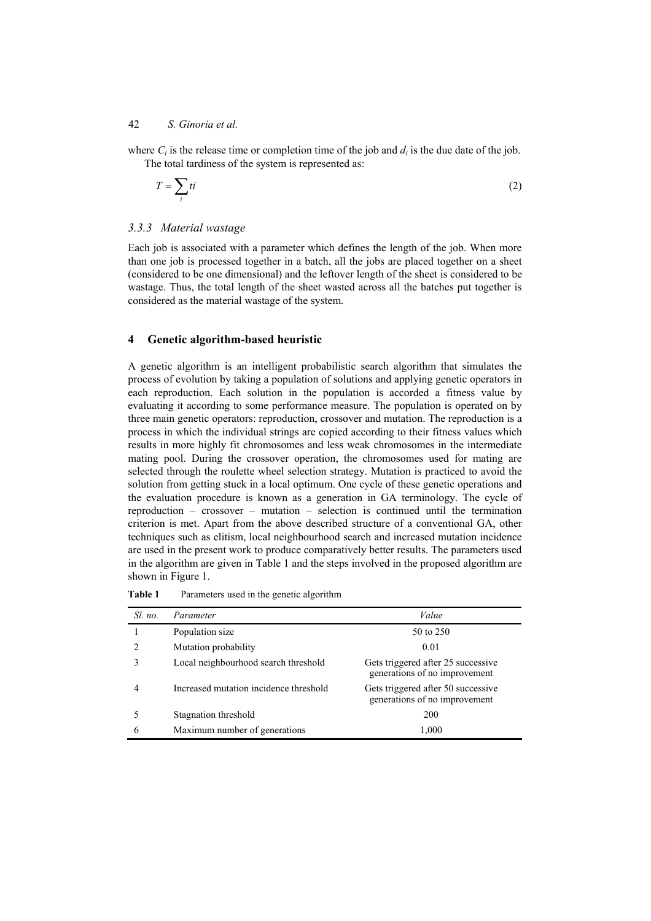where $C_i$ is the release time or completion time of the job and $d_i$ is the due date of the job.

The total tardiness of the system is represented as:

$$T = \sum_i ti \tag{2}$$

### 3.3.3 Material wastage

Each job is associated with a parameter which defines the length of the job. When more than one job is processed together in a batch, all the jobs are placed together on a sheet (considered to be one dimensional) and the leftover length of the sheet is considered to be wastage. Thus, the total length of the sheet wasted across all the batches put together is considered as the material wastage of the system.

## 4 Genetic algorithm-based heuristic

A genetic algorithm is an intelligent probabilistic search algorithm that simulates the process of evolution by taking a population of solutions and applying genetic operators in each reproduction. Each solution in the population is accorded a fitness value by evaluating it according to some performance measure. The population is operated on by three main genetic operators: reproduction, crossover and mutation. The reproduction is a process in which the individual strings are copied according to their fitness values which results in more highly fit chromosomes and less weak chromosomes in the intermediate mating pool. During the crossover operation, the chromosomes used for mating are selected through the roulette wheel selection strategy. Mutation is practiced to avoid the solution from getting stuck in a local optimum. One cycle of these genetic operations and the evaluation procedure is known as a generation in GA terminology. The cycle of reproduction – crossover – mutation – selection is continued until the termination criterion is met. Apart from the above described structure of a conventional GA, other techniques such as elitism, local neighbourhood search and increased mutation incidence are used in the present work to produce comparatively better results. The parameters used in the algorithm are given in Table 1 and the steps involved in the proposed algorithm are shown in Figure 1.

**Table 1** Parameters used in the genetic algorithm

| *Sl. no.* | *Parameter* | *Value* |
|---|---|---|
| 1 | Population size | 50 to 250 |
| 2 | Mutation probability | 0.01 |
| 3 | Local neighbourhood search threshold | Gets triggered after 25 successive generations of no improvement |
| 4 | Increased mutation incidence threshold | Gets triggered after 50 successive generations of no improvement |
| 5 | Stagnation threshold | 200 |
| 6 | Maximum number of generations | 1,000 |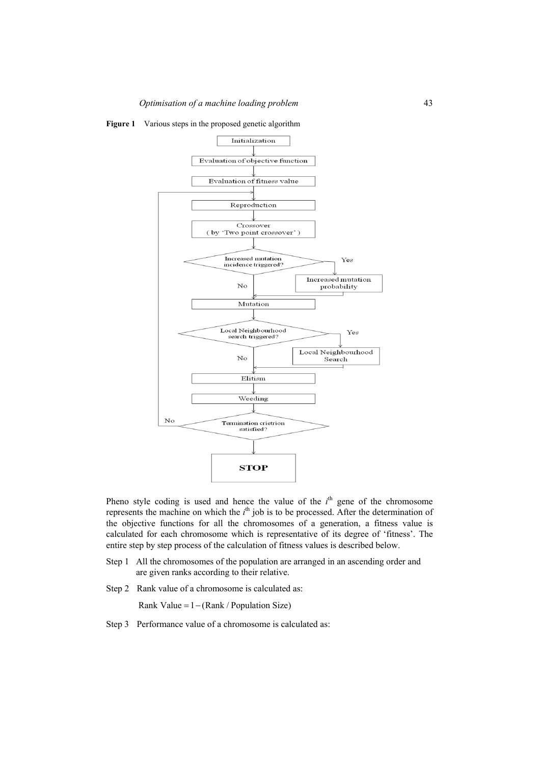**Figure 1** Various steps in the proposed genetic algorithm

Initialization

Evaluation of objective function

Evaluation of fitness value

Reproduction

Crossover
( by 'Two point crossover' )

Increased mutation incidence triggered?

Yes

Increased mutation probability

No

Mutation

Local Neighbourhood search triggered?

Yes

Local Neighbourhood Search

No

Elitism

Weeding

No

Termination crietrion satisfied?

STOP

Pheno style coding is used and hence the value of the $i^{th}$ gene of the chromosome represents the machine on which the $i^{th}$ job is to be processed. After the determination of the objective functions for all the chromosomes of a generation, a fitness value is calculated for each chromosome which is representative of its degree of 'fitness'. The entire step by step process of the calculation of fitness values is described below.

Step 1 All the chromosomes of the population are arranged in an ascending order and are given ranks according to their relative.

Step 2 Rank value of a chromosome is calculated as:

$$\text{Rank Value} = 1 - (\text{Rank / Population Size})$$

Step 3 Performance value of a chromosome is calculated as: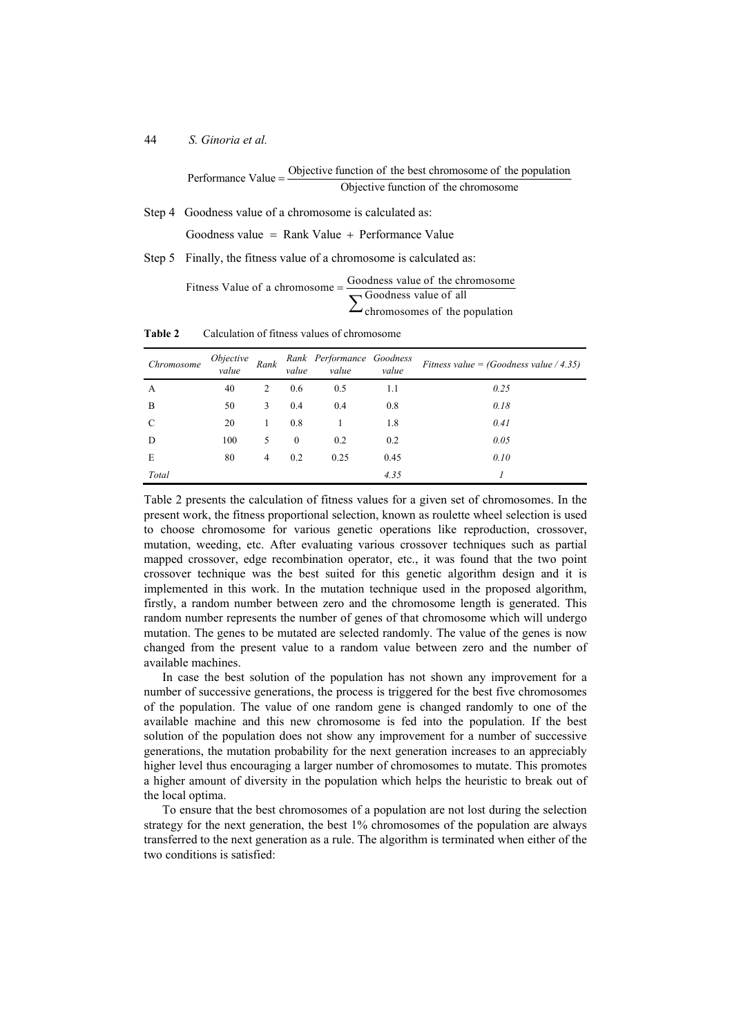$$\text{Performance Value} = \frac{\text{Objective function of the best chromosome of the population}}{\text{Objective function of the chromosome}}$$

Step 4 Goodness value of a chromosome is calculated as:

$$\text{Goodness value} = \text{Rank Value} + \text{Performance Value}$$

Step 5 Finally, the fitness value of a chromosome is calculated as:

$$\text{Fitness Value of a chromosome} = \frac{\text{Goodness value of the chromosome}}{\sum \text{Goodness value of all chromosomes of the population}}$$

**Table 2** Calculation of fitness values of chromosome

| *Chromosome* | *Objective value* | *Rank* | *Rank value* | *Performance value* | *Goodness value* | *Fitness value = (Goodness value / 4.35)* |
|---|---|---|---|---|---|---|
| A | 40 | 2 | 0.6 | 0.5 | 1.1 | *0.25* |
| B | 50 | 3 | 0.4 | 0.4 | 0.8 | *0.18* |
| C | 20 | 1 | 0.8 | 1 | 1.8 | *0.41* |
| D | 100 | 5 | 0 | 0.2 | 0.2 | *0.05* |
| E | 80 | 4 | 0.2 | 0.25 | 0.45 | *0.10* |
| *Total* | | | | | *4.35* | *1* |

Table 2 presents the calculation of fitness values for a given set of chromosomes. In the present work, the fitness proportional selection, known as roulette wheel selection is used to choose chromosome for various genetic operations like reproduction, crossover, mutation, weeding, etc. After evaluating various crossover techniques such as partial mapped crossover, edge recombination operator, etc., it was found that the two point crossover technique was the best suited for this genetic algorithm design and it is implemented in this work. In the mutation technique used in the proposed algorithm, firstly, a random number between zero and the chromosome length is generated. This random number represents the number of genes of that chromosome which will undergo mutation. The genes to be mutated are selected randomly. The value of the genes is now changed from the present value to a random value between zero and the number of available machines.

In case the best solution of the population has not shown any improvement for a number of successive generations, the process is triggered for the best five chromosomes of the population. The value of one random gene is changed randomly to one of the available machine and this new chromosome is fed into the population. If the best solution of the population does not show any improvement for a number of successive generations, the mutation probability for the next generation increases to an appreciably higher level thus encouraging a larger number of chromosomes to mutate. This promotes a higher amount of diversity in the population which helps the heuristic to break out of the local optima.

To ensure that the best chromosomes of a population are not lost during the selection strategy for the next generation, the best 1% chromosomes of the population are always transferred to the next generation as a rule. The algorithm is terminated when either of the two conditions is satisfied: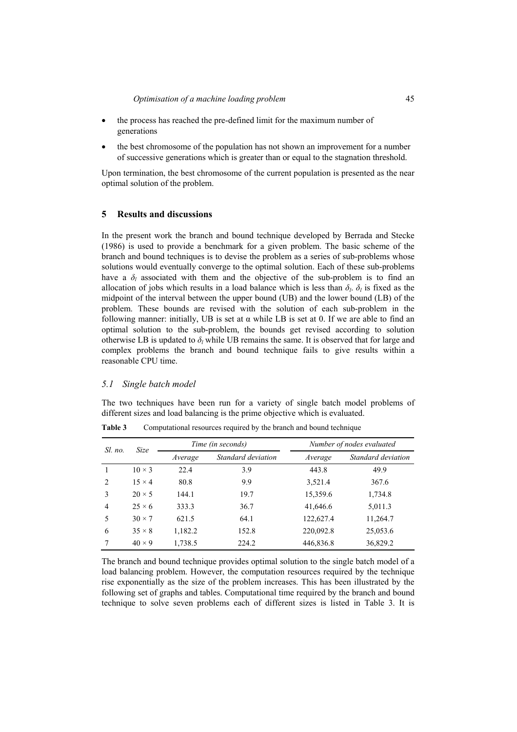- the process has reached the pre-defined limit for the maximum number of generations
- the best chromosome of the population has not shown an improvement for a number of successive generations which is greater than or equal to the stagnation threshold.

Upon termination, the best chromosome of the current population is presented as the near optimal solution of the problem.

## 5 Results and discussions

In the present work the branch and bound technique developed by Berrada and Stecke (1986) is used to provide a benchmark for a given problem. The basic scheme of the branch and bound techniques is to devise the problem as a series of sub-problems whose solutions would eventually converge to the optimal solution. Each of these sub-problems have a $\delta_l$ associated with them and the objective of the sub-problem is to find an allocation of jobs which results in a load balance which is less than $\delta_l$. $\delta_l$ is fixed as the midpoint of the interval between the upper bound (UB) and the lower bound (LB) of the problem. These bounds are revised with the solution of each sub-problem in the following manner: initially, UB is set at α while LB is set at 0. If we are able to find an optimal solution to the sub-problem, the bounds get revised according to solution otherwise LB is updated to $\delta_l$ while UB remains the same. It is observed that for large and complex problems the branch and bound technique fails to give results within a reasonable CPU time.

### 5.1 Single batch model

The two techniques have been run for a variety of single batch model problems of different sizes and load balancing is the prime objective which is evaluated.

**Table 3** Computational resources required by the branch and bound technique

| *Sl. no.* | *Size* | *Time (in seconds)* | | *Number of nodes evaluated* | |
|---|---|---|---|---|---|
| | | *Average* | *Standard deviation* | *Average* | *Standard deviation* |
| 1 | 10 × 3 | 22.4 | 3.9 | 443.8 | 49.9 |
| 2 | 15 × 4 | 80.8 | 9.9 | 3,521.4 | 367.6 |
| 3 | 20 × 5 | 144.1 | 19.7 | 15,359.6 | 1,734.8 |
| 4 | 25 × 6 | 333.3 | 36.7 | 41,646.6 | 5,011.3 |
| 5 | 30 × 7 | 621.5 | 64.1 | 122,627.4 | 11,264.7 |
| 6 | 35 × 8 | 1,182.2 | 152.8 | 220,092.8 | 25,053.6 |
| 7 | 40 × 9 | 1,738.5 | 224.2 | 446,836.8 | 36,829.2 |

The branch and bound technique provides optimal solution to the single batch model of a load balancing problem. However, the computation resources required by the technique rise exponentially as the size of the problem increases. This has been illustrated by the following set of graphs and tables. Computational time required by the branch and bound technique to solve seven problems each of different sizes is listed in Table 3. It is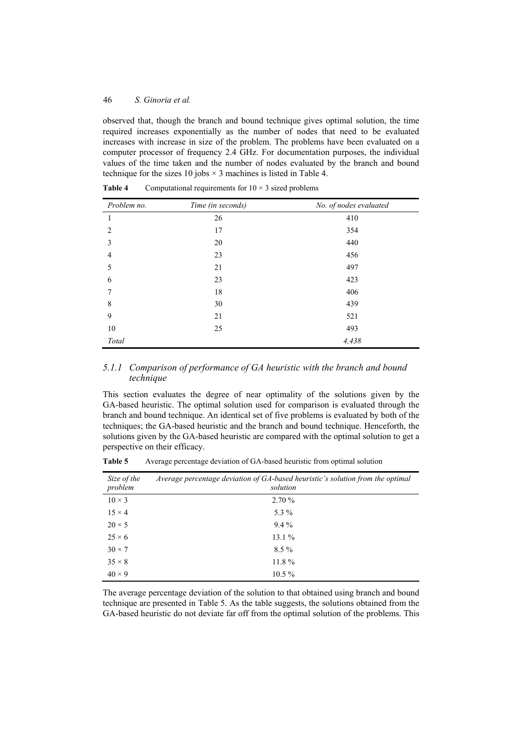observed that, though the branch and bound technique gives optimal solution, the time required increases exponentially as the number of nodes that need to be evaluated increases with increase in size of the problem. The problems have been evaluated on a computer processor of frequency 2.4 GHz. For documentation purposes, the individual values of the time taken and the number of nodes evaluated by the branch and bound technique for the sizes 10 jobs × 3 machines is listed in Table 4.

**Table 4** Computational requirements for 10 × 3 sized problems

| *Problem no.* | *Time (in seconds)* | *No. of nodes evaluated* |
|---|---|---|
| 1 | 26 | 410 |
| 2 | 17 | 354 |
| 3 | 20 | 440 |
| 4 | 23 | 456 |
| 5 | 21 | 497 |
| 6 | 23 | 423 |
| 7 | 18 | 406 |
| 8 | 30 | 439 |
| 9 | 21 | 521 |
| 10 | 25 | 493 |
| *Total* | | *4,438* |

### *5.1.1 Comparison of performance of GA heuristic with the branch and bound technique*

This section evaluates the degree of near optimality of the solutions given by the GA-based heuristic. The optimal solution used for comparison is evaluated through the branch and bound technique. An identical set of five problems is evaluated by both of the techniques; the GA-based heuristic and the branch and bound technique. Henceforth, the solutions given by the GA-based heuristic are compared with the optimal solution to get a perspective on their efficacy.

**Table 5** Average percentage deviation of GA-based heuristic from optimal solution

| *Size of the problem* | *Average percentage deviation of GA-based heuristic's solution from the optimal solution* |
|---|---|
| 10 × 3 | 2.70 % |
| 15 × 4 | 5.3 % |
| 20 × 5 | 9.4 % |
| 25 × 6 | 13.1 % |
| 30 × 7 | 8.5 % |
| 35 × 8 | 11.8 % |
| 40 × 9 | 10.5 % |

The average percentage deviation of the solution to that obtained using branch and bound technique are presented in Table 5. As the table suggests, the solutions obtained from the GA-based heuristic do not deviate far off from the optimal solution of the problems. This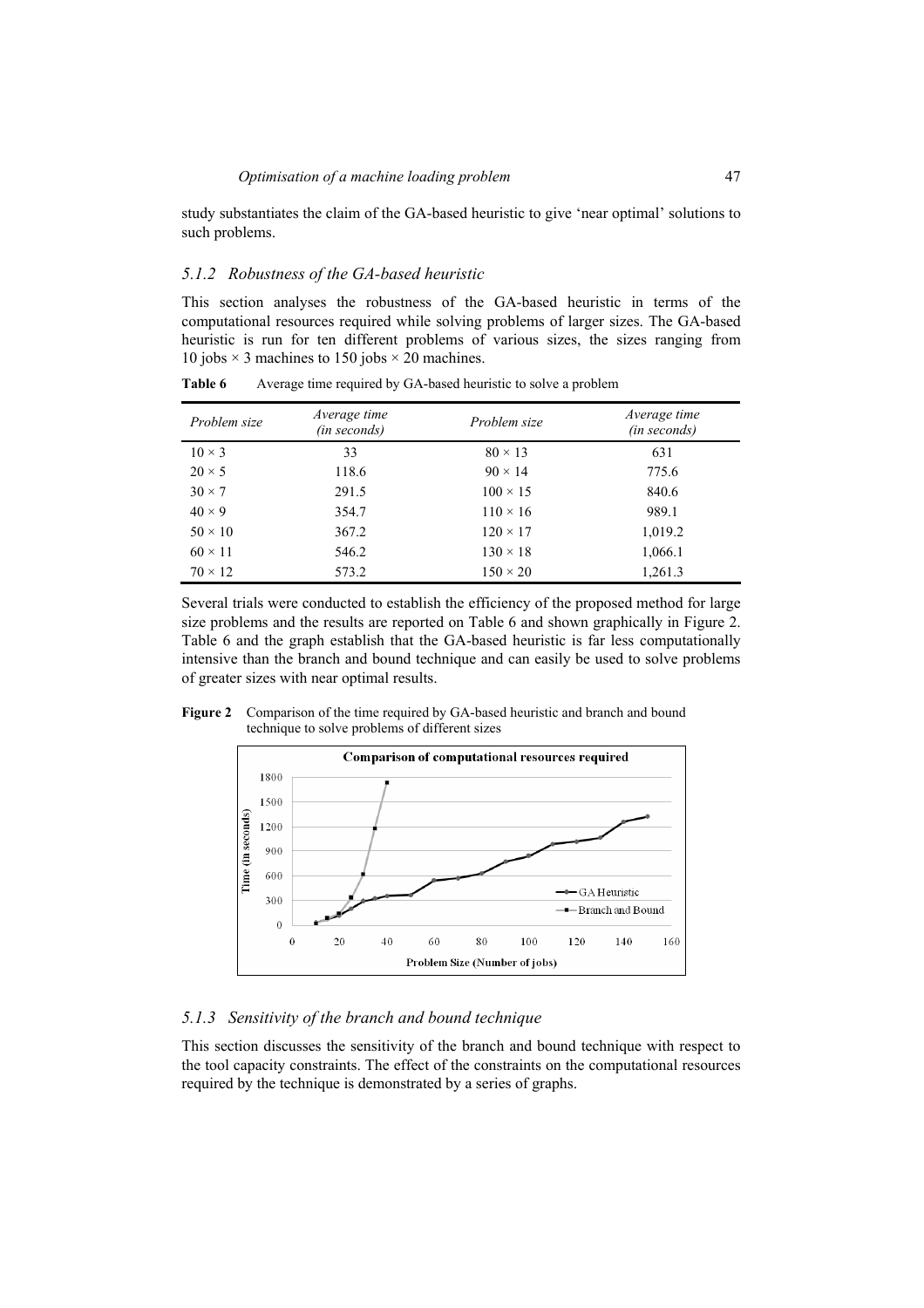study substantiates the claim of the GA-based heuristic to give 'near optimal' solutions to such problems.

### *5.1.2 Robustness of the GA-based heuristic*

This section analyses the robustness of the GA-based heuristic in terms of the computational resources required while solving problems of larger sizes. The GA-based heuristic is run for ten different problems of various sizes, the sizes ranging from 10 jobs × 3 machines to 150 jobs × 20 machines.

**Table 6** Average time required by GA-based heuristic to solve a problem

| *Problem size* | *Average time (in seconds)* | *Problem size* | *Average time (in seconds)* |
|---|---|---|---|
| 10 × 3 | 33 | 80 × 13 | 631 |
| 20 × 5 | 118.6 | 90 × 14 | 775.6 |
| 30 × 7 | 291.5 | 100 × 15 | 840.6 |
| 40 × 9 | 354.7 | 110 × 16 | 989.1 |
| 50 × 10 | 367.2 | 120 × 17 | 1,019.2 |
| 60 × 11 | 546.2 | 130 × 18 | 1,066.1 |
| 70 × 12 | 573.2 | 150 × 20 | 1,261.3 |

Several trials were conducted to establish the efficiency of the proposed method for large size problems and the results are reported on Table 6 and shown graphically in Figure 2. Table 6 and the graph establish that the GA-based heuristic is far less computationally intensive than the branch and bound technique and can easily be used to solve problems of greater sizes with near optimal results.

**Figure 2** Comparison of the time required by GA-based heuristic and branch and bound technique to solve problems of different sizes

Comparison of computational resources required

Time (in seconds)

1800
1500
1200
900
600
300
0

0 20 40 60 80 100 120 140 160

Problem Size (Number of jobs)

GA Heuristic
Branch and Bound

### *5.1.3 Sensitivity of the branch and bound technique*

This section discusses the sensitivity of the branch and bound technique with respect to the tool capacity constraints. The effect of the constraints on the computational resources required by the technique is demonstrated by a series of graphs.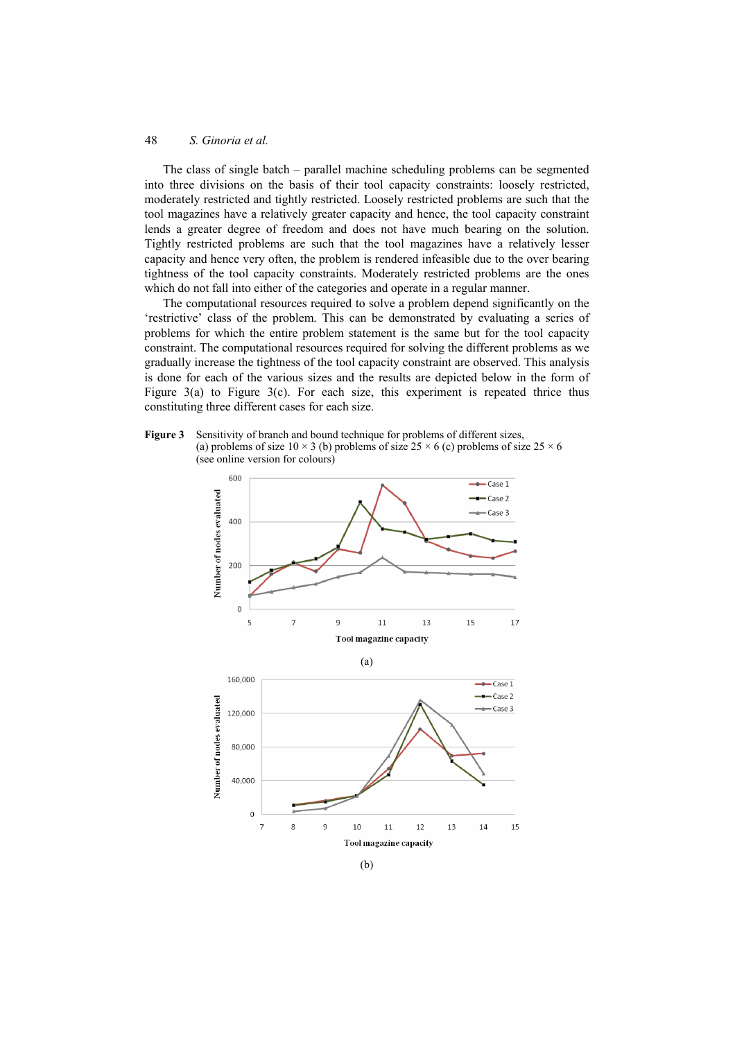The class of single batch – parallel machine scheduling problems can be segmented into three divisions on the basis of their tool capacity constraints: loosely restricted, moderately restricted and tightly restricted. Loosely restricted problems are such that the tool magazines have a relatively greater capacity and hence, the tool capacity constraint lends a greater degree of freedom and does not have much bearing on the solution. Tightly restricted problems are such that the tool magazines have a relatively lesser capacity and hence very often, the problem is rendered infeasible due to the over bearing tightness of the tool capacity constraints. Moderately restricted problems are the ones which do not fall into either of the categories and operate in a regular manner.

The computational resources required to solve a problem depend significantly on the 'restrictive' class of the problem. This can be demonstrated by evaluating a series of problems for which the entire problem statement is the same but for the tool capacity constraint. The computational resources required for solving the different problems as we gradually increase the tightness of the tool capacity constraint are observed. This analysis is done for each of the various sizes and the results are depicted below in the form of Figure 3(a) to Figure 3(c). For each size, this experiment is repeated thrice thus constituting three different cases for each size.

**Figure 3** Sensitivity of branch and bound technique for problems of different sizes, (a) problems of size 10 × 3 (b) problems of size 25 × 6 (c) problems of size 25 × 6 (see online version for colours)

Number of nodes evaluated
600
400
200
0
5 7 9 11 13 15 17
Tool magazine capacity
Case 1
Case 2
Case 3

(a)

Number of nodes evaluated
160,000
120,000
80,000
40,000
0
7 8 9 10 11 12 13 14 15
Tool magazine capacity
Case 1
Case 2
Case 3

(b)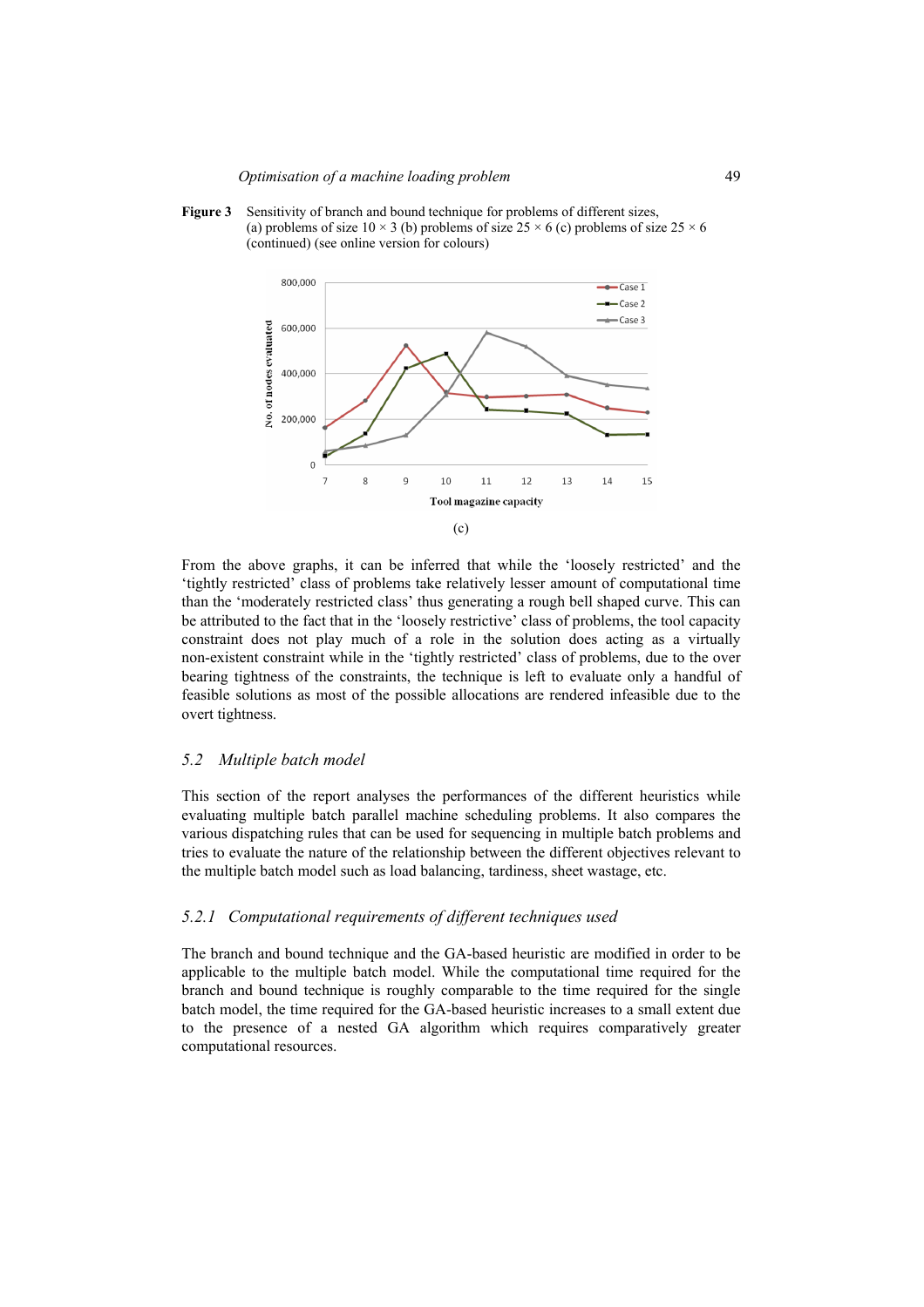**Figure 3** Sensitivity of branch and bound technique for problems of different sizes, (a) problems of size 10 × 3 (b) problems of size 25 × 6 (c) problems of size 25 × 6 (continued) (see online version for colours)

800,000
600,000
400,000
200,000
0
No. of nodes evaluated
7 8 9 10 11 12 13 14 15
Tool magazine capacity
Case 1
Case 2
Case 3

(c)

From the above graphs, it can be inferred that while the 'loosely restricted' and the 'tightly restricted' class of problems take relatively lesser amount of computational time than the 'moderately restricted class' thus generating a rough bell shaped curve. This can be attributed to the fact that in the 'loosely restrictive' class of problems, the tool capacity constraint does not play much of a role in the solution does acting as a virtually non-existent constraint while in the 'tightly restricted' class of problems, due to the over bearing tightness of the constraints, the technique is left to evaluate only a handful of feasible solutions as most of the possible allocations are rendered infeasible due to the overt tightness.

## 5.2 *Multiple batch model*

This section of the report analyses the performances of the different heuristics while evaluating multiple batch parallel machine scheduling problems. It also compares the various dispatching rules that can be used for sequencing in multiple batch problems and tries to evaluate the nature of the relationship between the different objectives relevant to the multiple batch model such as load balancing, tardiness, sheet wastage, etc.

### 5.2.1 *Computational requirements of different techniques used*

The branch and bound technique and the GA-based heuristic are modified in order to be applicable to the multiple batch model. While the computational time required for the branch and bound technique is roughly comparable to the time required for the single batch model, the time required for the GA-based heuristic increases to a small extent due to the presence of a nested GA algorithm which requires comparatively greater computational resources.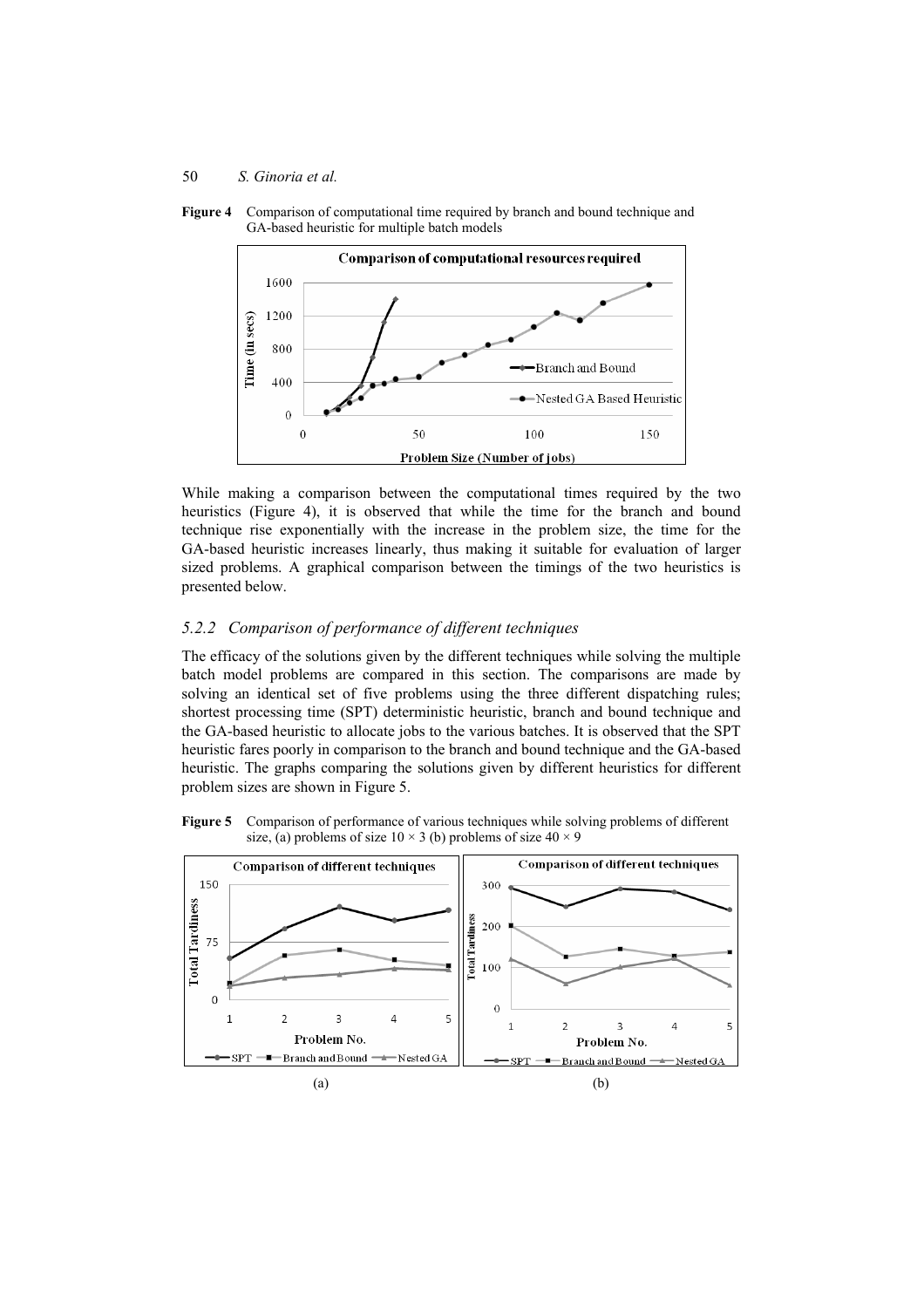**Figure 4** Comparison of computational time required by branch and bound technique and GA-based heuristic for multiple batch models

Comparison of computational resources required

Time (in secs)

1600
1200
800
400
0

0 50 100 150

Problem Size (Number of jobs)

Branch and Bound

Nested GA Based Heuristic

While making a comparison between the computational times required by the two heuristics (Figure 4), it is observed that while the time for the branch and bound technique rise exponentially with the increase in the problem size, the time for the GA-based heuristic increases linearly, thus making it suitable for evaluation of larger sized problems. A graphical comparison between the timings of the two heuristics is presented below.

### *5.2.2 Comparison of performance of different techniques*

The efficacy of the solutions given by the different techniques while solving the multiple batch model problems are compared in this section. The comparisons are made by solving an identical set of five problems using the three different dispatching rules; shortest processing time (SPT) deterministic heuristic, branch and bound technique and the GA-based heuristic to allocate jobs to the various batches. It is observed that the SPT heuristic fares poorly in comparison to the branch and bound technique and the GA-based heuristic. The graphs comparing the solutions given by different heuristics for different problem sizes are shown in Figure 5.

**Figure 5** Comparison of performance of various techniques while solving problems of different size, (a) problems of size $10 \times 3$ (b) problems of size $40 \times 9$

Comparison of different techniques

Total Tardiness

150
75
0

1 2 3 4 5

Problem No.

SPT Branch and Bound Nested GA

(a)

Comparison of different techniques

Total Tardiness

300
200
100
0

1 2 3 4 5

Problem No.

SPT Branch and Bound Nested GA

(b)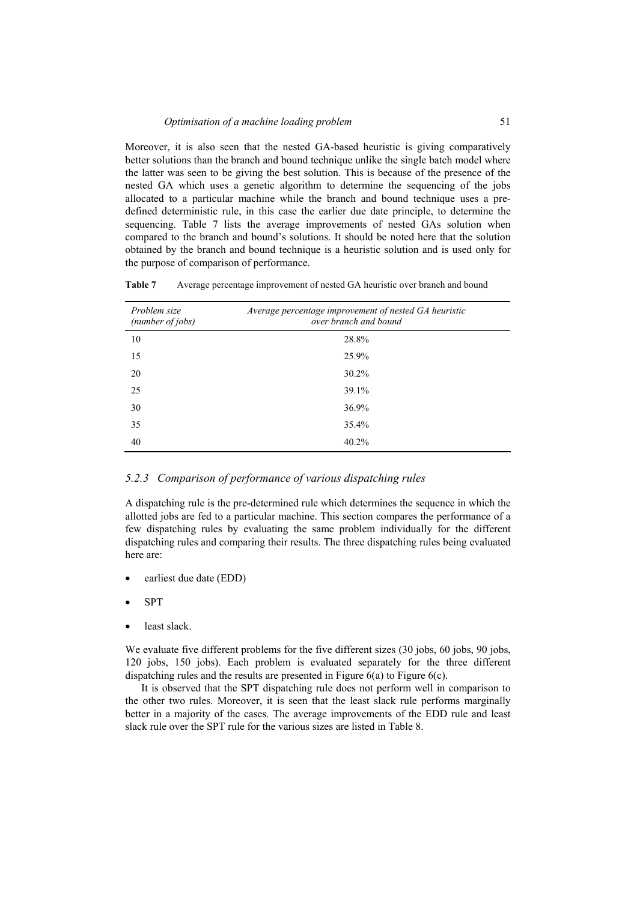Moreover, it is also seen that the nested GA-based heuristic is giving comparatively better solutions than the branch and bound technique unlike the single batch model where the latter was seen to be giving the best solution. This is because of the presence of the nested GA which uses a genetic algorithm to determine the sequencing of the jobs allocated to a particular machine while the branch and bound technique uses a pre-defined deterministic rule, in this case the earlier due date principle, to determine the sequencing. Table 7 lists the average improvements of nested GAs solution when compared to the branch and bound's solutions. It should be noted here that the solution obtained by the branch and bound technique is a heuristic solution and is used only for the purpose of comparison of performance.

**Table 7** Average percentage improvement of nested GA heuristic over branch and bound

| *Problem size (number of jobs)* | *Average percentage improvement of nested GA heuristic over branch and bound* |
|---|---|
| 10 | 28.8% |
| 15 | 25.9% |
| 20 | 30.2% |
| 25 | 39.1% |
| 30 | 36.9% |
| 35 | 35.4% |
| 40 | 40.2% |

### *5.2.3 Comparison of performance of various dispatching rules*

A dispatching rule is the pre-determined rule which determines the sequence in which the allotted jobs are fed to a particular machine. This section compares the performance of a few dispatching rules by evaluating the same problem individually for the different dispatching rules and comparing their results. The three dispatching rules being evaluated here are:

- earliest due date (EDD)
- SPT
- least slack.

We evaluate five different problems for the five different sizes (30 jobs, 60 jobs, 90 jobs, 120 jobs, 150 jobs). Each problem is evaluated separately for the three different dispatching rules and the results are presented in Figure 6(a) to Figure 6(c).

It is observed that the SPT dispatching rule does not perform well in comparison to the other two rules. Moreover, it is seen that the least slack rule performs marginally better in a majority of the cases. The average improvements of the EDD rule and least slack rule over the SPT rule for the various sizes are listed in Table 8.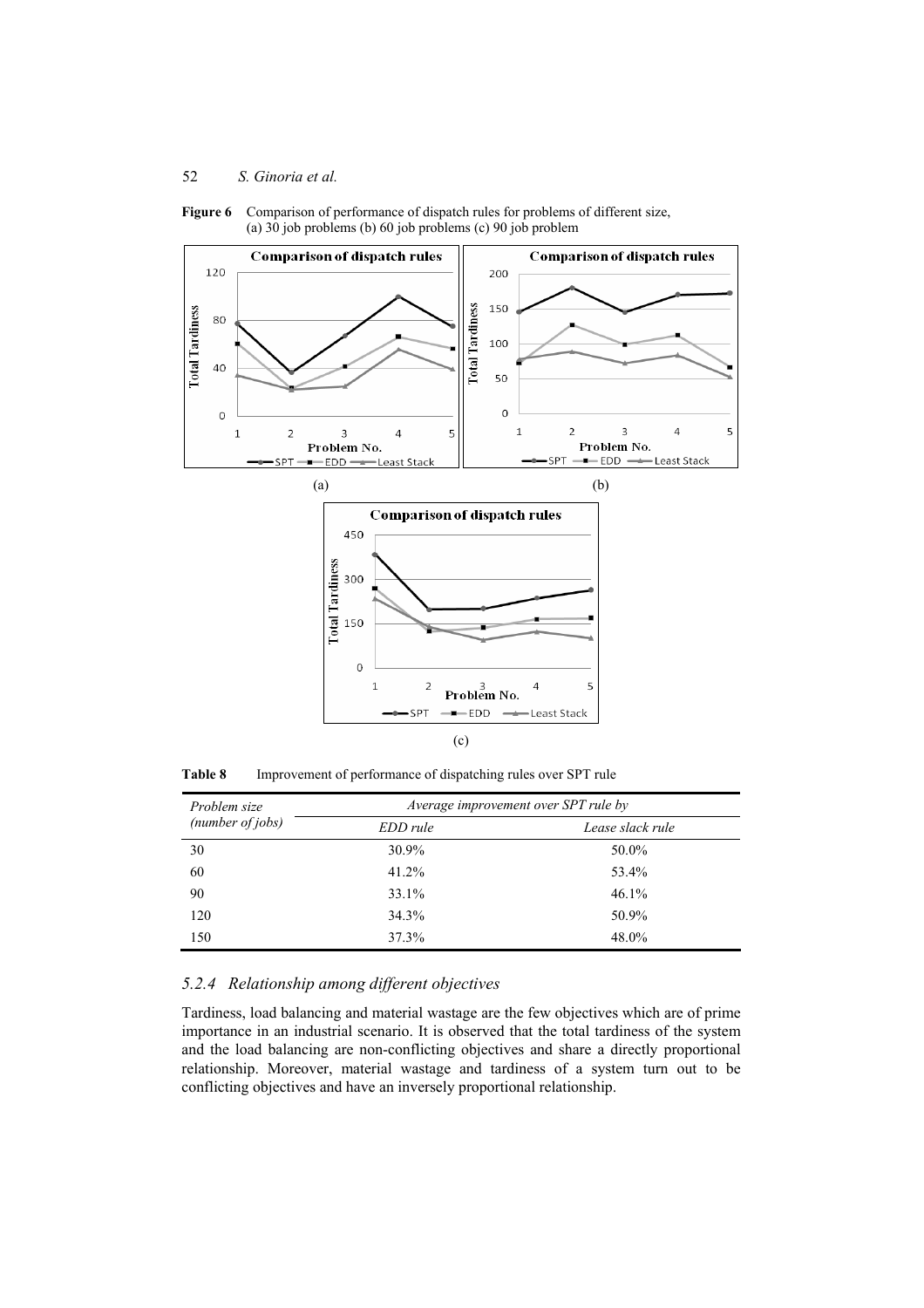**Figure 6** Comparison of performance of dispatch rules for problems of different size, (a) 30 job problems (b) 60 job problems (c) 90 job problem

Comparison of dispatch rules

Total Tardiness

120
80
40
0

1 2 3 4 5

Problem No.

SPT EDD Least Stack

(a)

Comparison of dispatch rules

Total Tardiness

200
150
100
50
0

1 2 3 4 5

Problem No.

SPT EDD Least Stack

(b)

Comparison of dispatch rules

Total Tardiness

450
300
150
0

1 2 3 4 5

Problem No.

SPT EDD Least Stack

(c)

**Table 8** Improvement of performance of dispatching rules over SPT rule

| *Problem size (number of jobs)* | *Average improvement over SPT rule by* | |
|---|---|---|
| | *EDD rule* | *Lease slack rule* |
| 30 | 30.9% | 50.0% |
| 60 | 41.2% | 53.4% |
| 90 | 33.1% | 46.1% |
| 120 | 34.3% | 50.9% |
| 150 | 37.3% | 48.0% |

### *5.2.4 Relationship among different objectives*

Tardiness, load balancing and material wastage are the few objectives which are of prime importance in an industrial scenario. It is observed that the total tardiness of the system and the load balancing are non-conflicting objectives and share a directly proportional relationship. Moreover, material wastage and tardiness of a system turn out to be conflicting objectives and have an inversely proportional relationship.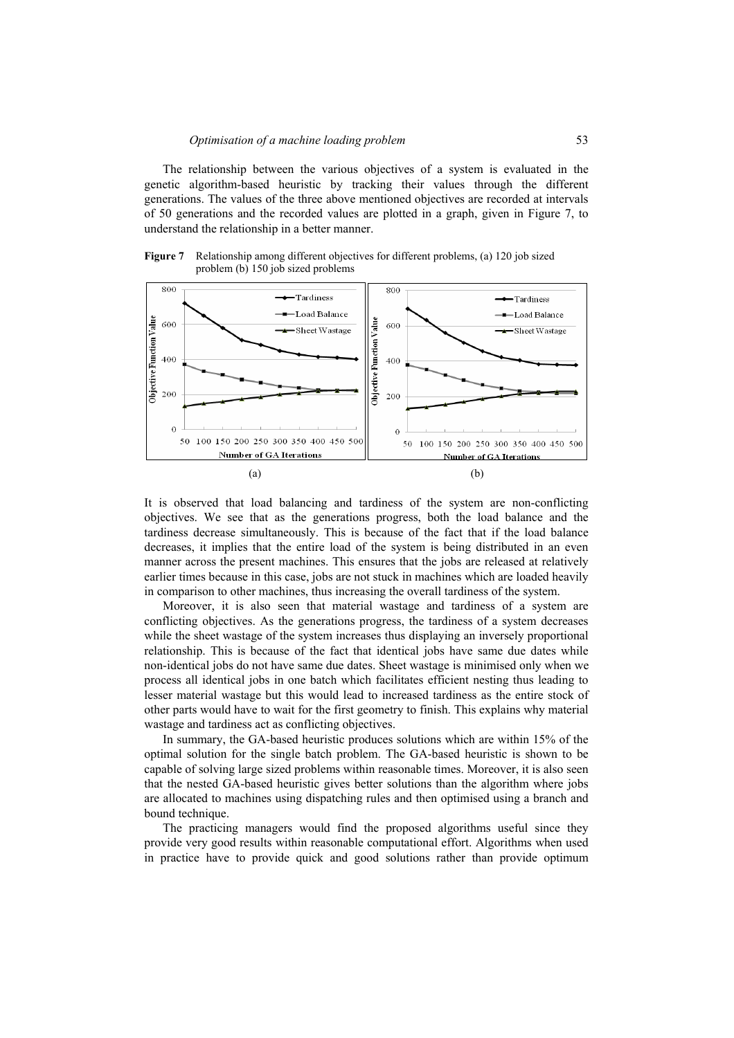The relationship between the various objectives of a system is evaluated in the genetic algorithm-based heuristic by tracking their values through the different generations. The values of the three above mentioned objectives are recorded at intervals of 50 generations and the recorded values are plotted in a graph, given in Figure 7, to understand the relationship in a better manner.

**Figure 7** Relationship among different objectives for different problems, (a) 120 job sized problem (b) 150 job sized problems

Tardiness
Load Balance
Sheet Wastage
Objective Function Value
0
200
400
600
800
50 100 150 200 250 300 350 400 450 500
Number of GA Iterations

(a)

(b)

It is observed that load balancing and tardiness of the system are non-conflicting objectives. We see that as the generations progress, both the load balance and the tardiness decrease simultaneously. This is because of the fact that if the load balance decreases, it implies that the entire load of the system is being distributed in an even manner across the present machines. This ensures that the jobs are released at relatively earlier times because in this case, jobs are not stuck in machines which are loaded heavily in comparison to other machines, thus increasing the overall tardiness of the system.

Moreover, it is also seen that material wastage and tardiness of a system are conflicting objectives. As the generations progress, the tardiness of a system decreases while the sheet wastage of the system increases thus displaying an inversely proportional relationship. This is because of the fact that identical jobs have same due dates while non-identical jobs do not have same due dates. Sheet wastage is minimised only when we process all identical jobs in one batch which facilitates efficient nesting thus leading to lesser material wastage but this would lead to increased tardiness as the entire stock of other parts would have to wait for the first geometry to finish. This explains why material wastage and tardiness act as conflicting objectives.

In summary, the GA-based heuristic produces solutions which are within 15% of the optimal solution for the single batch problem. The GA-based heuristic is shown to be capable of solving large sized problems within reasonable times. Moreover, it is also seen that the nested GA-based heuristic gives better solutions than the algorithm where jobs are allocated to machines using dispatching rules and then optimised using a branch and bound technique.

The practicing managers would find the proposed algorithms useful since they provide very good results within reasonable computational effort. Algorithms when used in practice have to provide quick and good solutions rather than provide optimum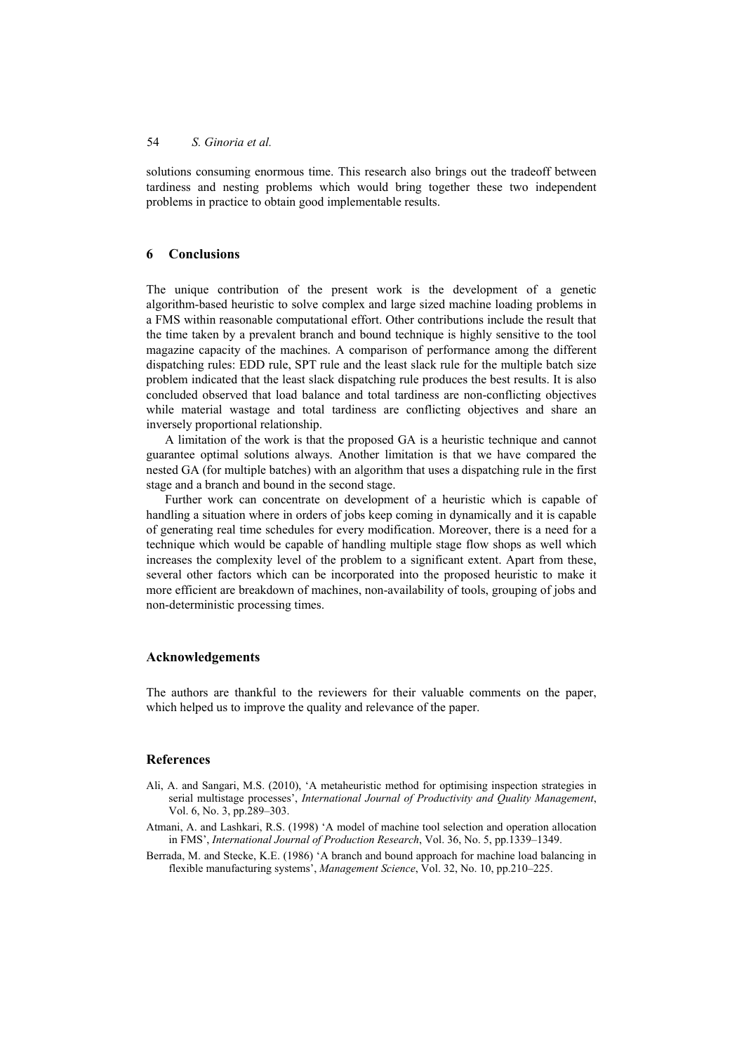solutions consuming enormous time. This research also brings out the tradeoff between tardiness and nesting problems which would bring together these two independent problems in practice to obtain good implementable results.

## 6 Conclusions

The unique contribution of the present work is the development of a genetic algorithm-based heuristic to solve complex and large sized machine loading problems in a FMS within reasonable computational effort. Other contributions include the result that the time taken by a prevalent branch and bound technique is highly sensitive to the tool magazine capacity of the machines. A comparison of performance among the different dispatching rules: EDD rule, SPT rule and the least slack rule for the multiple batch size problem indicated that the least slack dispatching rule produces the best results. It is also concluded observed that load balance and total tardiness are non-conflicting objectives while material wastage and total tardiness are conflicting objectives and share an inversely proportional relationship.

A limitation of the work is that the proposed GA is a heuristic technique and cannot guarantee optimal solutions always. Another limitation is that we have compared the nested GA (for multiple batches) with an algorithm that uses a dispatching rule in the first stage and a branch and bound in the second stage.

Further work can concentrate on development of a heuristic which is capable of handling a situation where in orders of jobs keep coming in dynamically and it is capable of generating real time schedules for every modification. Moreover, there is a need for a technique which would be capable of handling multiple stage flow shops as well which increases the complexity level of the problem to a significant extent. Apart from these, several other factors which can be incorporated into the proposed heuristic to make it more efficient are breakdown of machines, non-availability of tools, grouping of jobs and non-deterministic processing times.

## Acknowledgements

The authors are thankful to the reviewers for their valuable comments on the paper, which helped us to improve the quality and relevance of the paper.

## References

Ali, A. and Sangari, M.S. (2010), 'A metaheuristic method for optimising inspection strategies in serial multistage processes', *International Journal of Productivity and Quality Management*, Vol. 6, No. 3, pp.289–303.

Atmani, A. and Lashkari, R.S. (1998) 'A model of machine tool selection and operation allocation in FMS', *International Journal of Production Research*, Vol. 36, No. 5, pp.1339–1349.

Berrada, M. and Stecke, K.E. (1986) 'A branch and bound approach for machine load balancing in flexible manufacturing systems', *Management Science*, Vol. 32, No. 10, pp.210–225.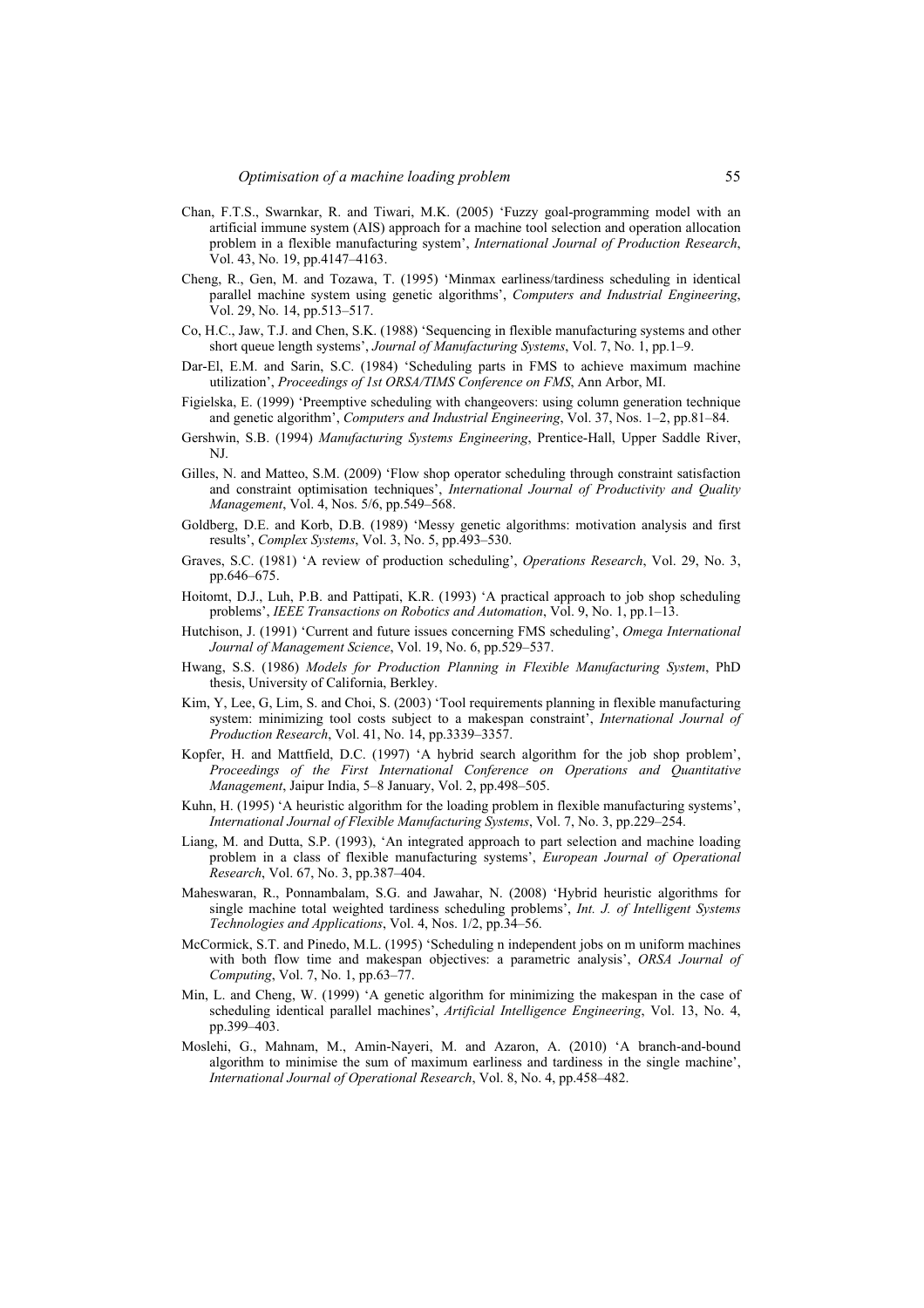Chan, F.T.S., Swarnkar, R. and Tiwari, M.K. (2005) 'Fuzzy goal-programming model with an artificial immune system (AIS) approach for a machine tool selection and operation allocation problem in a flexible manufacturing system', *International Journal of Production Research*, Vol. 43, No. 19, pp.4147–4163.

Cheng, R., Gen, M. and Tozawa, T. (1995) 'Minmax earliness/tardiness scheduling in identical parallel machine system using genetic algorithms', *Computers and Industrial Engineering*, Vol. 29, No. 14, pp.513–517.

Co, H.C., Jaw, T.J. and Chen, S.K. (1988) 'Sequencing in flexible manufacturing systems and other short queue length systems', *Journal of Manufacturing Systems*, Vol. 7, No. 1, pp.1–9.

Dar-El, E.M. and Sarin, S.C. (1984) 'Scheduling parts in FMS to achieve maximum machine utilization', *Proceedings of 1st ORSA/TIMS Conference on FMS*, Ann Arbor, MI.

Figielska, E. (1999) 'Preemptive scheduling with changeovers: using column generation technique and genetic algorithm', *Computers and Industrial Engineering*, Vol. 37, Nos. 1–2, pp.81–84.

Gershwin, S.B. (1994) *Manufacturing Systems Engineering*, Prentice-Hall, Upper Saddle River, NJ.

Gilles, N. and Matteo, S.M. (2009) 'Flow shop operator scheduling through constraint satisfaction and constraint optimisation techniques', *International Journal of Productivity and Quality Management*, Vol. 4, Nos. 5/6, pp.549–568.

Goldberg, D.E. and Korb, D.B. (1989) 'Messy genetic algorithms: motivation analysis and first results', *Complex Systems*, Vol. 3, No. 5, pp.493–530.

Graves, S.C. (1981) 'A review of production scheduling', *Operations Research*, Vol. 29, No. 3, pp.646–675.

Hoitomt, D.J., Luh, P.B. and Pattipati, K.R. (1993) 'A practical approach to job shop scheduling problems', *IEEE Transactions on Robotics and Automation*, Vol. 9, No. 1, pp.1–13.

Hutchison, J. (1991) 'Current and future issues concerning FMS scheduling', *Omega International Journal of Management Science*, Vol. 19, No. 6, pp.529–537.

Hwang, S.S. (1986) *Models for Production Planning in Flexible Manufacturing System*, PhD thesis, University of California, Berkley.

Kim, Y, Lee, G, Lim, S. and Choi, S. (2003) 'Tool requirements planning in flexible manufacturing system: minimizing tool costs subject to a makespan constraint', *International Journal of Production Research*, Vol. 41, No. 14, pp.3339–3357.

Kopfer, H. and Mattfield, D.C. (1997) 'A hybrid search algorithm for the job shop problem', *Proceedings of the First International Conference on Operations and Quantitative Management*, Jaipur India, 5–8 January, Vol. 2, pp.498–505.

Kuhn, H. (1995) 'A heuristic algorithm for the loading problem in flexible manufacturing systems', *International Journal of Flexible Manufacturing Systems*, Vol. 7, No. 3, pp.229–254.

Liang, M. and Dutta, S.P. (1993), 'An integrated approach to part selection and machine loading problem in a class of flexible manufacturing systems', *European Journal of Operational Research*, Vol. 67, No. 3, pp.387–404.

Maheswaran, R., Ponnambalam, S.G. and Jawahar, N. (2008) 'Hybrid heuristic algorithms for single machine total weighted tardiness scheduling problems', *Int. J. of Intelligent Systems Technologies and Applications*, Vol. 4, Nos. 1/2, pp.34–56.

McCormick, S.T. and Pinedo, M.L. (1995) 'Scheduling n independent jobs on m uniform machines with both flow time and makespan objectives: a parametric analysis', *ORSA Journal of Computing*, Vol. 7, No. 1, pp.63–77.

Min, L. and Cheng, W. (1999) 'A genetic algorithm for minimizing the makespan in the case of scheduling identical parallel machines', *Artificial Intelligence Engineering*, Vol. 13, No. 4, pp.399–403.

Moslehi, G., Mahnam, M., Amin-Nayeri, M. and Azaron, A. (2010) 'A branch-and-bound algorithm to minimise the sum of maximum earliness and tardiness in the single machine', *International Journal of Operational Research*, Vol. 8, No. 4, pp.458–482.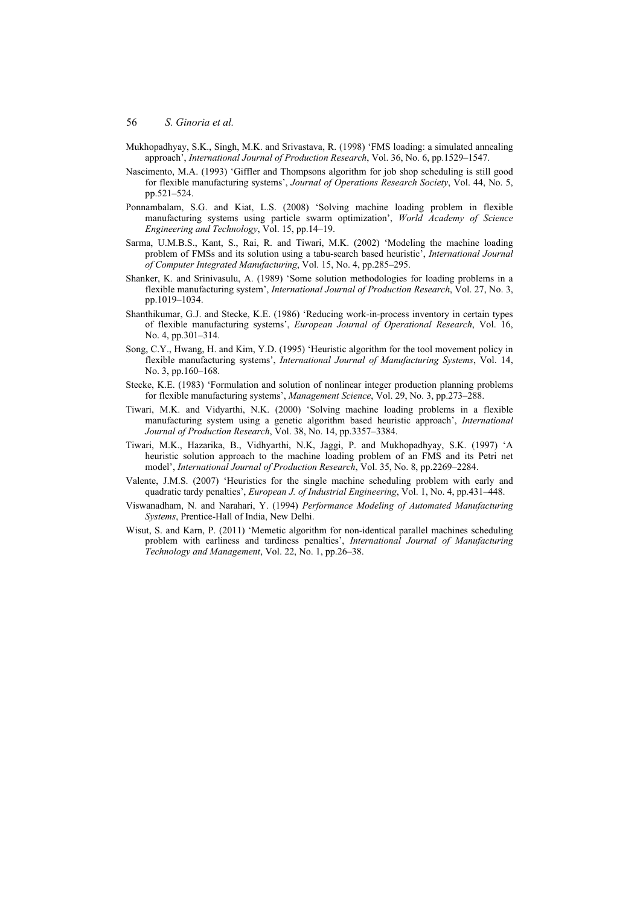Mukhopadhyay, S.K., Singh, M.K. and Srivastava, R. (1998) 'FMS loading: a simulated annealing approach', *International Journal of Production Research*, Vol. 36, No. 6, pp.1529–1547.

Nascimento, M.A. (1993) 'Giffler and Thompsons algorithm for job shop scheduling is still good for flexible manufacturing systems', *Journal of Operations Research Society*, Vol. 44, No. 5, pp.521–524.

Ponnambalam, S.G. and Kiat, L.S. (2008) 'Solving machine loading problem in flexible manufacturing systems using particle swarm optimization', *World Academy of Science Engineering and Technology*, Vol. 15, pp.14–19.

Sarma, U.M.B.S., Kant, S., Rai, R. and Tiwari, M.K. (2002) 'Modeling the machine loading problem of FMSs and its solution using a tabu-search based heuristic', *International Journal of Computer Integrated Manufacturing*, Vol. 15, No. 4, pp.285–295.

Shanker, K. and Srinivasulu, A. (1989) 'Some solution methodologies for loading problems in a flexible manufacturing system', *International Journal of Production Research*, Vol. 27, No. 3, pp.1019–1034.

Shanthikumar, G.J. and Stecke, K.E. (1986) 'Reducing work-in-process inventory in certain types of flexible manufacturing systems', *European Journal of Operational Research*, Vol. 16, No. 4, pp.301–314.

Song, C.Y., Hwang, H. and Kim, Y.D. (1995) 'Heuristic algorithm for the tool movement policy in flexible manufacturing systems', *International Journal of Manufacturing Systems*, Vol. 14, No. 3, pp.160–168.

Stecke, K.E. (1983) 'Formulation and solution of nonlinear integer production planning problems for flexible manufacturing systems', *Management Science*, Vol. 29, No. 3, pp.273–288.

Tiwari, M.K. and Vidyarthi, N.K. (2000) 'Solving machine loading problems in a flexible manufacturing system using a genetic algorithm based heuristic approach', *International Journal of Production Research*, Vol. 38, No. 14, pp.3357–3384.

Tiwari, M.K., Hazarika, B., Vidhyarthi, N.K, Jaggi, P. and Mukhopadhyay, S.K. (1997) 'A heuristic solution approach to the machine loading problem of an FMS and its Petri net model', *International Journal of Production Research*, Vol. 35, No. 8, pp.2269–2284.

Valente, J.M.S. (2007) 'Heuristics for the single machine scheduling problem with early and quadratic tardy penalties', *European J. of Industrial Engineering*, Vol. 1, No. 4, pp.431–448.

Viswanadham, N. and Narahari, Y. (1994) *Performance Modeling of Automated Manufacturing Systems*, Prentice-Hall of India, New Delhi.

Wisut, S. and Karn, P. (2011) 'Memetic algorithm for non-identical parallel machines scheduling problem with earliness and tardiness penalties', *International Journal of Manufacturing Technology and Management*, Vol. 22, No. 1, pp.26–38.